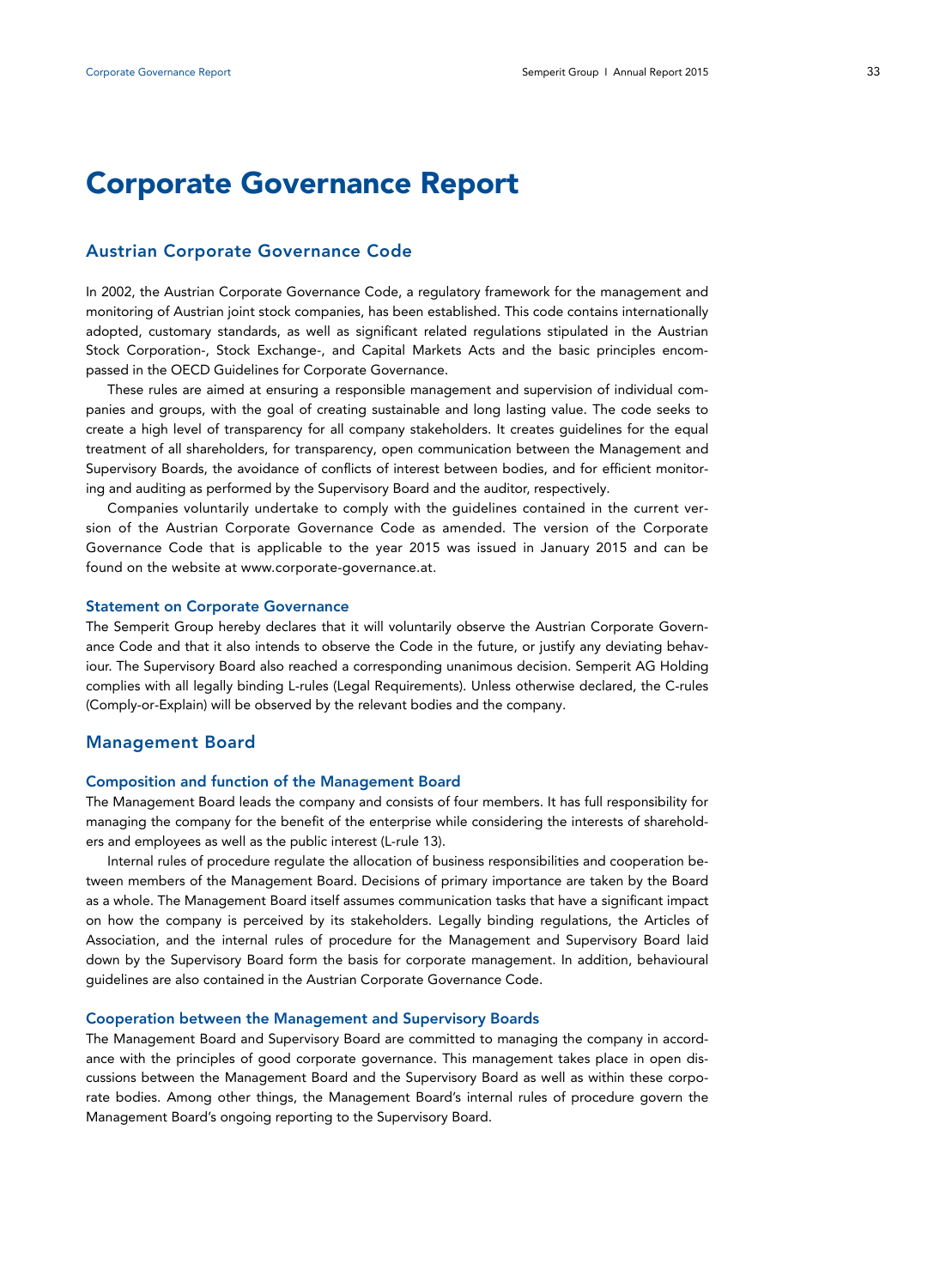# Corporate Governance Report

## Austrian Corporate Governance Code

In 2002, the Austrian Corporate Governance Code, a regulatory framework for the management and monitoring of Austrian joint stock companies, has been established. This code contains internationally adopted, customary standards, as well as significant related regulations stipulated in the Austrian Stock Corporation-, Stock Exchange-, and Capital Markets Acts and the basic principles encompassed in the OECD Guidelines for Corporate Governance.

These rules are aimed at ensuring a responsible management and supervision of individual companies and groups, with the goal of creating sustainable and long lasting value. The code seeks to create a high level of transparency for all company stakeholders. It creates guidelines for the equal treatment of all shareholders, for transparency, open communication between the Management and Supervisory Boards, the avoidance of conflicts of interest between bodies, and for efficient monitoring and auditing as performed by the Supervisory Board and the auditor, respectively.

Companies voluntarily undertake to comply with the guidelines contained in the current version of the Austrian Corporate Governance Code as amended. The version of the Corporate Governance Code that is applicable to the year 2015 was issued in January 2015 and can be found on the website at www.corporate-governance.at.

### Statement on Corporate Governance

The Semperit Group hereby declares that it will voluntarily observe the Austrian Corporate Governance Code and that it also intends to observe the Code in the future, or justify any deviating behaviour. The Supervisory Board also reached a corresponding unanimous decision. Semperit AG Holding complies with all legally binding L-rules (Legal Requirements). Unless otherwise declared, the C-rules (Comply-or-Explain) will be observed by the relevant bodies and the company.

## Management Board

### Composition and function of the Management Board

The Management Board leads the company and consists of four members. It has full responsibility for managing the company for the benefit of the enterprise while considering the interests of shareholders and employees as well as the public interest (L-rule 13).

Internal rules of procedure regulate the allocation of business responsibilities and cooperation between members of the Management Board. Decisions of primary importance are taken by the Board as a whole. The Management Board itself assumes communication tasks that have a significant impact on how the company is perceived by its stakeholders. Legally binding regulations, the Articles of Association, and the internal rules of procedure for the Management and Supervisory Board laid down by the Supervisory Board form the basis for corporate management. In addition, behavioural guidelines are also contained in the Austrian Corporate Governance Code.

### Cooperation between the Management and Supervisory Boards

The Management Board and Supervisory Board are committed to managing the company in accordance with the principles of good corporate governance. This management takes place in open discussions between the Management Board and the Supervisory Board as well as within these corporate bodies. Among other things, the Management Board's internal rules of procedure govern the Management Board's ongoing reporting to the Supervisory Board.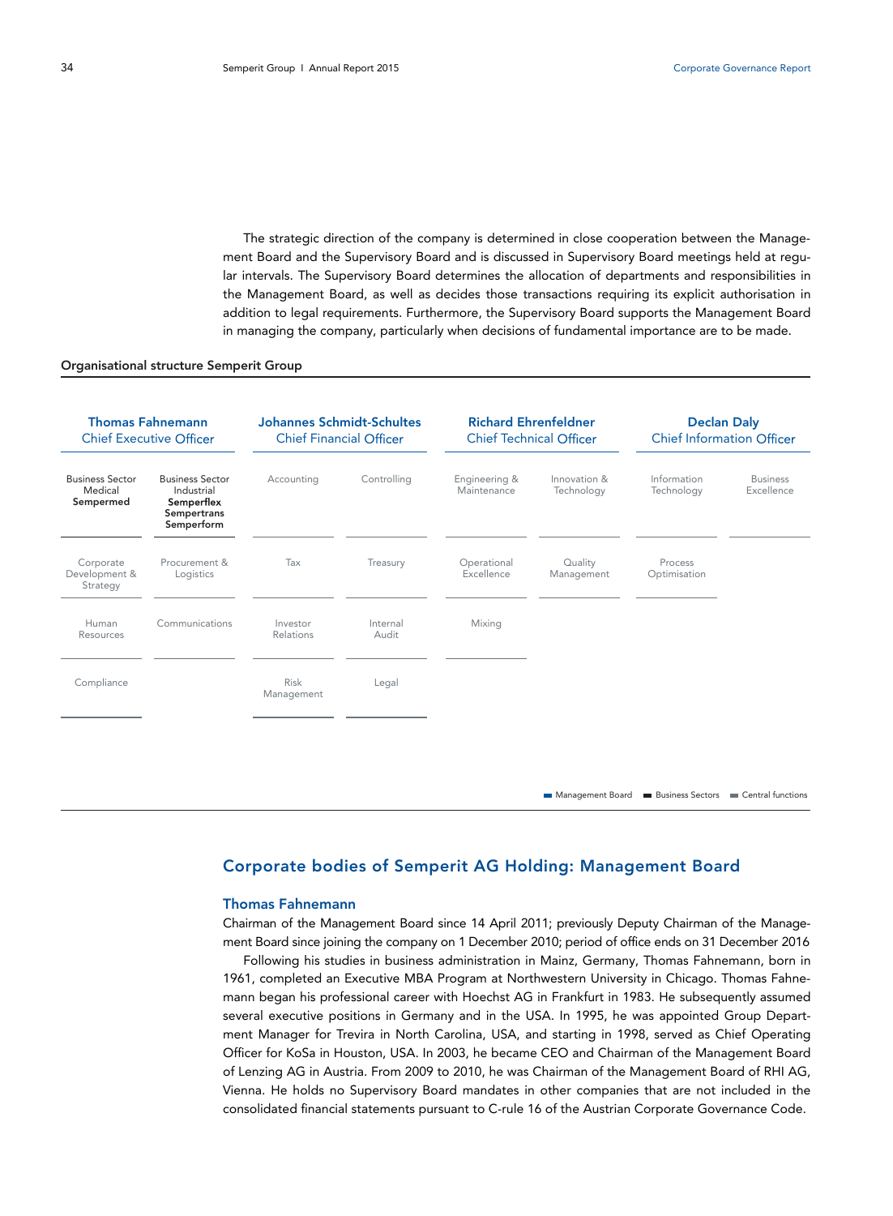The strategic direction of the company is determined in close cooperation between the Management Board and the Supervisory Board and is discussed in Supervisory Board meetings held at regular intervals. The Supervisory Board determines the allocation of departments and responsibilities in the Management Board, as well as decides those transactions requiring its explicit authorisation in addition to legal requirements. Furthermore, the Supervisory Board supports the Management Board in managing the company, particularly when decisions of fundamental importance are to be made.

**Organisational structure Semperit Group**

| **Thomas Fahnemann** Chief Executive Officer | | **Johannes Schmidt-Schultes** Chief Financial Officer | | **Richard Ehrenfeldner** Chief Technical Officer | | **Declan Daly** Chief Information Officer | |
|---|---|---|---|---|---|---|---|
| Business Sector Medical **Sempermed** | Business Sector Industrial **Semperflex Sempertrans Semperform** | Accounting | Controlling | Engineering & Maintenance | Innovation & Technology | Information Technology | Business Excellence |
| Corporate Development & Strategy | Procurement & Logistics | Tax | Treasury | Operational Excellence | Quality Management | Process Optimisation | |
| Human Resources | Communications | Investor Relations | Internal Audit | Mixing | | | |
| Compliance | | Risk Management | Legal | | | | |

Management Board ■ Business Sectors ■ Central functions

## Corporate bodies of Semperit AG Holding: Management Board

### Thomas Fahnemann

Chairman of the Management Board since 14 April 2011; previously Deputy Chairman of the Management Board since joining the company on 1 December 2010; period of office ends on 31 December 2016

Following his studies in business administration in Mainz, Germany, Thomas Fahnemann, born in 1961, completed an Executive MBA Program at Northwestern University in Chicago. Thomas Fahnemann began his professional career with Hoechst AG in Frankfurt in 1983. He subsequently assumed several executive positions in Germany and in the USA. In 1995, he was appointed Group Department Manager for Trevira in North Carolina, USA, and starting in 1998, served as Chief Operating Officer for KoSa in Houston, USA. In 2003, he became CEO and Chairman of the Management Board of Lenzing AG in Austria. From 2009 to 2010, he was Chairman of the Management Board of RHI AG, Vienna. He holds no Supervisory Board mandates in other companies that are not included in the consolidated financial statements pursuant to C-rule 16 of the Austrian Corporate Governance Code.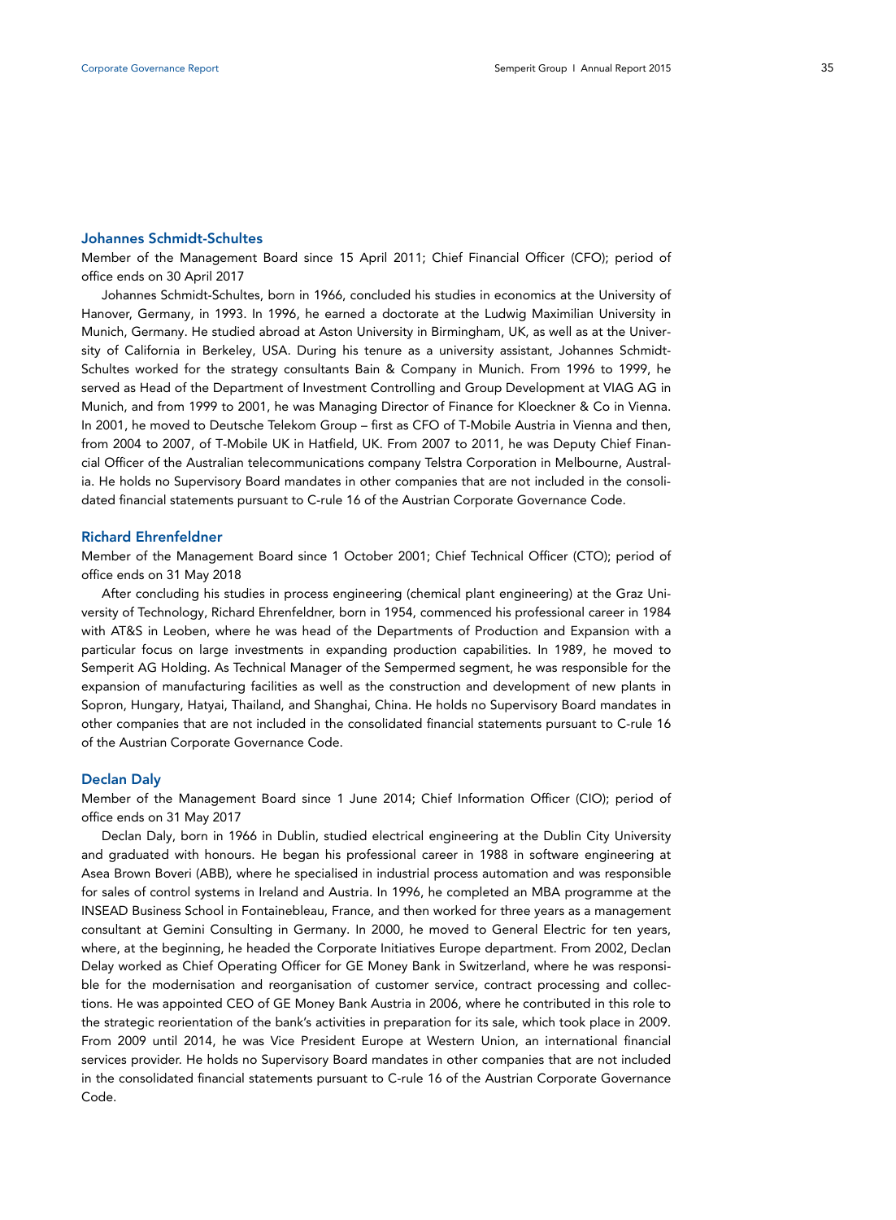### Johannes Schmidt-Schultes

Member of the Management Board since 15 April 2011; Chief Financial Officer (CFO); period of office ends on 30 April 2017

Johannes Schmidt-Schultes, born in 1966, concluded his studies in economics at the University of Hanover, Germany, in 1993. In 1996, he earned a doctorate at the Ludwig Maximilian University in Munich, Germany. He studied abroad at Aston University in Birmingham, UK, as well as at the University of California in Berkeley, USA. During his tenure as a university assistant, Johannes Schmidt-Schultes worked for the strategy consultants Bain & Company in Munich. From 1996 to 1999, he served as Head of the Department of Investment Controlling and Group Development at VIAG AG in Munich, and from 1999 to 2001, he was Managing Director of Finance for Kloeckner & Co in Vienna. In 2001, he moved to Deutsche Telekom Group – first as CFO of T-Mobile Austria in Vienna and then, from 2004 to 2007, of T-Mobile UK in Hatfield, UK. From 2007 to 2011, he was Deputy Chief Financial Officer of the Australian telecommunications company Telstra Corporation in Melbourne, Australia. He holds no Supervisory Board mandates in other companies that are not included in the consolidated financial statements pursuant to C-rule 16 of the Austrian Corporate Governance Code.

### Richard Ehrenfeldner

Member of the Management Board since 1 October 2001; Chief Technical Officer (CTO); period of office ends on 31 May 2018

After concluding his studies in process engineering (chemical plant engineering) at the Graz University of Technology, Richard Ehrenfeldner, born in 1954, commenced his professional career in 1984 with AT&S in Leoben, where he was head of the Departments of Production and Expansion with a particular focus on large investments in expanding production capabilities. In 1989, he moved to Semperit AG Holding. As Technical Manager of the Sempermed segment, he was responsible for the expansion of manufacturing facilities as well as the construction and development of new plants in Sopron, Hungary, Hatyai, Thailand, and Shanghai, China. He holds no Supervisory Board mandates in other companies that are not included in the consolidated financial statements pursuant to C-rule 16 of the Austrian Corporate Governance Code.

### Declan Daly

Member of the Management Board since 1 June 2014; Chief Information Officer (CIO); period of office ends on 31 May 2017

Declan Daly, born in 1966 in Dublin, studied electrical engineering at the Dublin City University and graduated with honours. He began his professional career in 1988 in software engineering at Asea Brown Boveri (ABB), where he specialised in industrial process automation and was responsible for sales of control systems in Ireland and Austria. In 1996, he completed an MBA programme at the INSEAD Business School in Fontainebleau, France, and then worked for three years as a management consultant at Gemini Consulting in Germany. In 2000, he moved to General Electric for ten years, where, at the beginning, he headed the Corporate Initiatives Europe department. From 2002, Declan Delay worked as Chief Operating Officer for GE Money Bank in Switzerland, where he was responsible for the modernisation and reorganisation of customer service, contract processing and collections. He was appointed CEO of GE Money Bank Austria in 2006, where he contributed in this role to the strategic reorientation of the bank's activities in preparation for its sale, which took place in 2009. From 2009 until 2014, he was Vice President Europe at Western Union, an international financial services provider. He holds no Supervisory Board mandates in other companies that are not included in the consolidated financial statements pursuant to C-rule 16 of the Austrian Corporate Governance Code.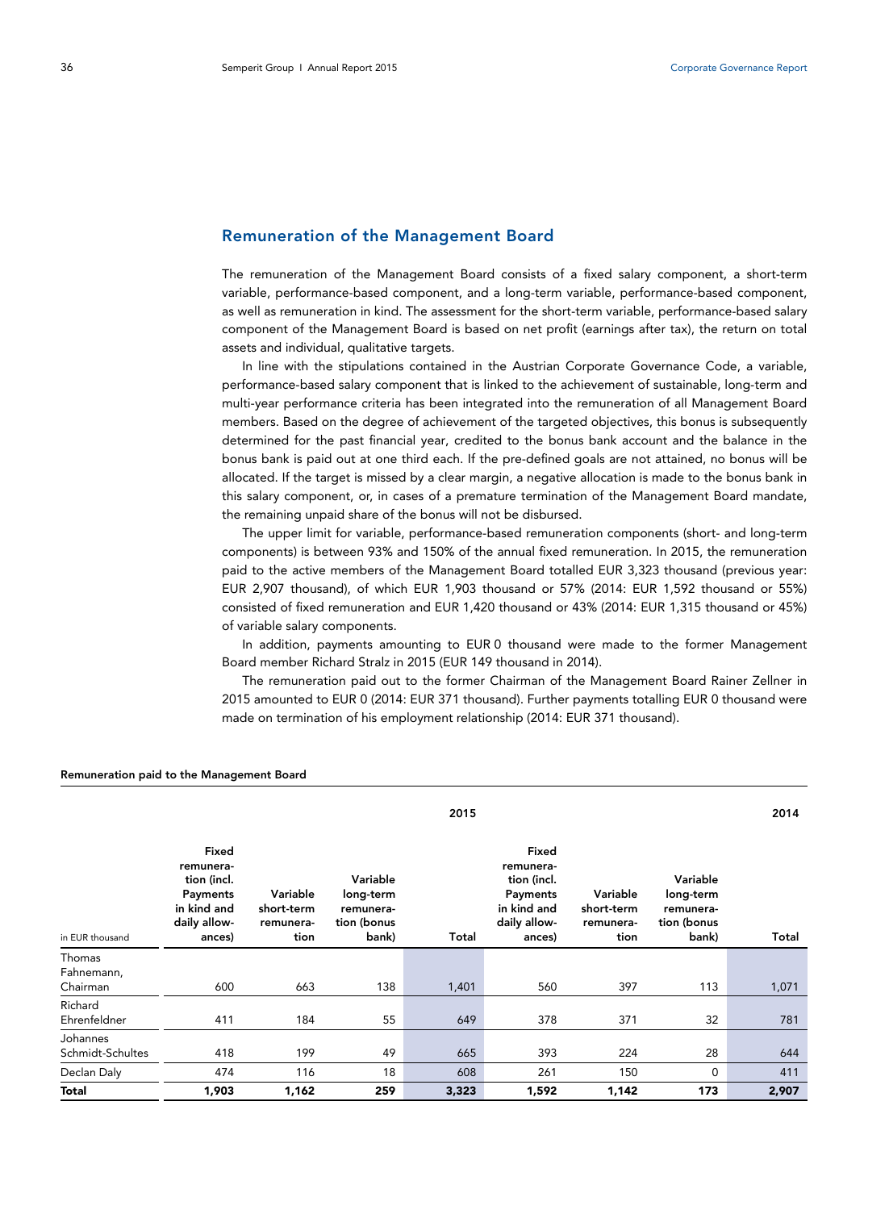## Remuneration of the Management Board

The remuneration of the Management Board consists of a fixed salary component, a short-term variable, performance-based component, and a long-term variable, performance-based component, as well as remuneration in kind. The assessment for the short-term variable, performance-based salary component of the Management Board is based on net profit (earnings after tax), the return on total assets and individual, qualitative targets.

In line with the stipulations contained in the Austrian Corporate Governance Code, a variable, performance-based salary component that is linked to the achievement of sustainable, long-term and multi-year performance criteria has been integrated into the remuneration of all Management Board members. Based on the degree of achievement of the targeted objectives, this bonus is subsequently determined for the past financial year, credited to the bonus bank account and the balance in the bonus bank is paid out at one third each. If the pre-defined goals are not attained, no bonus will be allocated. If the target is missed by a clear margin, a negative allocation is made to the bonus bank in this salary component, or, in cases of a premature termination of the Management Board mandate, the remaining unpaid share of the bonus will not be disbursed.

The upper limit for variable, performance-based remuneration components (short- and long-term components) is between 93% and 150% of the annual fixed remuneration. In 2015, the remuneration paid to the active members of the Management Board totalled EUR 3,323 thousand (previous year: EUR 2,907 thousand), of which EUR 1,903 thousand or 57% (2014: EUR 1,592 thousand or 55%) consisted of fixed remuneration and EUR 1,420 thousand or 43% (2014: EUR 1,315 thousand or 45%) of variable salary components.

In addition, payments amounting to EUR 0 thousand were made to the former Management Board member Richard Stralz in 2015 (EUR 149 thousand in 2014).

The remuneration paid out to the former Chairman of the Management Board Rainer Zellner in 2015 amounted to EUR 0 (2014: EUR 371 thousand). Further payments totalling EUR 0 thousand were made on termination of his employment relationship (2014: EUR 371 thousand).

**Remuneration paid to the Management Board**

| | | | | 2015 | | | | 2014 |
|---|---|---|---|---|---|---|---|---|
| in EUR thousand | Fixed remuneration (incl. Payments in kind and daily allowances) | Variable short-term remuneration | Variable long-term remuneration (bonus bank) | Total | Fixed remuneration (incl. Payments in kind and daily allowances) | Variable short-term remuneration | Variable long-term remuneration (bonus bank) | Total |
| Thomas Fahnemann, Chairman | 600 | 663 | 138 | 1,401 | 560 | 397 | 113 | 1,071 |
| Richard Ehrenfeldner | 411 | 184 | 55 | 649 | 378 | 371 | 32 | 781 |
| Johannes Schmidt-Schultes | 418 | 199 | 49 | 665 | 393 | 224 | 28 | 644 |
| Declan Daly | 474 | 116 | 18 | 608 | 261 | 150 | 0 | 411 |
| **Total** | **1,903** | **1,162** | **259** | **3,323** | **1,592** | **1,142** | **173** | **2,907** |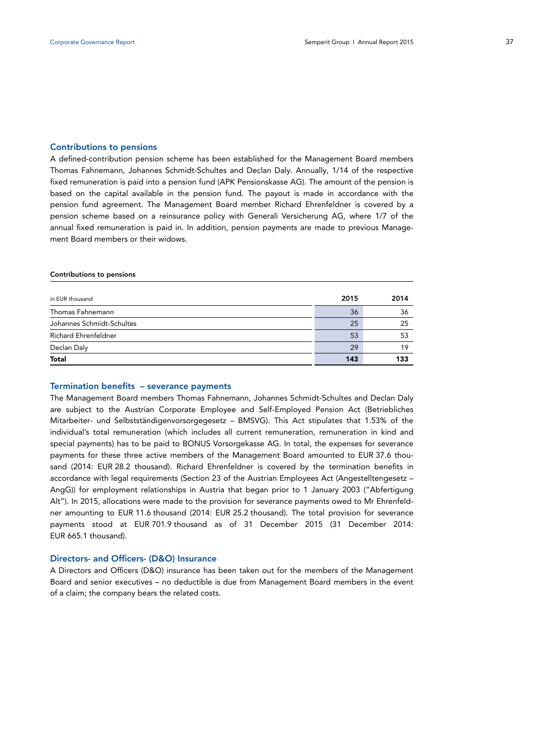## Contributions to pensions

A defined-contribution pension scheme has been established for the Management Board members Thomas Fahnemann, Johannes Schmidt-Schultes and Declan Daly. Annually, 1/14 of the respective fixed remuneration is paid into a pension fund (APK Pensionskasse AG). The amount of the pension is based on the capital available in the pension fund. The payout is made in accordance with the pension fund agreement. The Management Board member Richard Ehrenfeldner is covered by a pension scheme based on a reinsurance policy with Generali Versicherung AG, where 1/7 of the annual fixed remuneration is paid in. In addition, pension payments are made to previous Management Board members or their widows.

**Contributions to pensions**

| in EUR thousand | 2015 | 2014 |
|---|---|---|
| Thomas Fahnemann | 36 | 36 |
| Johannes Schmidt-Schultes | 25 | 25 |
| Richard Ehrenfeldner | 53 | 53 |
| Declan Daly | 29 | 19 |
| **Total** | **143** | **133** |

## Termination benefits – severance payments

The Management Board members Thomas Fahnemann, Johannes Schmidt-Schultes and Declan Daly are subject to the Austrian Corporate Employee and Self-Employed Pension Act (Betriebliches Mitarbeiter- und Selbstständigenvorsorgegesetz – BMSVG). This Act stipulates that 1.53% of the individual's total remuneration (which includes all current remuneration, remuneration in kind and special payments) has to be paid to BONUS Vorsorgekasse AG. In total, the expenses for severance payments for these three active members of the Management Board amounted to EUR 37.6 thousand (2014: EUR 28.2 thousand). Richard Ehrenfeldner is covered by the termination benefits in accordance with legal requirements (Section 23 of the Austrian Employees Act (Angestelltengesetz – AngG)) for employment relationships in Austria that began prior to 1 January 2003 ("Abfertigung Alt"). In 2015, allocations were made to the provision for severance payments owed to Mr Ehrenfeldner amounting to EUR 11.6 thousand (2014: EUR 25.2 thousand). The total provision for severance payments stood at EUR 701.9 thousand as of 31 December 2015 (31 December 2014: EUR 665.1 thousand).

## Directors- and Officers- (D&O) Insurance

A Directors and Officers (D&O) insurance has been taken out for the members of the Management Board and senior executives – no deductible is due from Management Board members in the event of a claim; the company bears the related costs.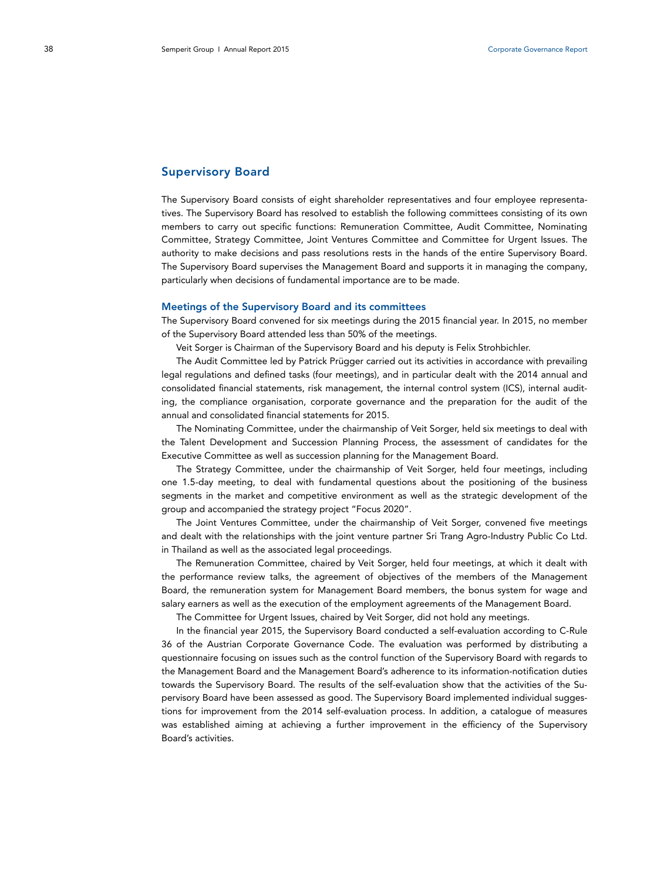## Supervisory Board

The Supervisory Board consists of eight shareholder representatives and four employee representatives. The Supervisory Board has resolved to establish the following committees consisting of its own members to carry out specific functions: Remuneration Committee, Audit Committee, Nominating Committee, Strategy Committee, Joint Ventures Committee and Committee for Urgent Issues. The authority to make decisions and pass resolutions rests in the hands of the entire Supervisory Board. The Supervisory Board supervises the Management Board and supports it in managing the company, particularly when decisions of fundamental importance are to be made.

### Meetings of the Supervisory Board and its committees

The Supervisory Board convened for six meetings during the 2015 financial year. In 2015, no member of the Supervisory Board attended less than 50% of the meetings.

Veit Sorger is Chairman of the Supervisory Board and his deputy is Felix Strohbichler.

The Audit Committee led by Patrick Prügger carried out its activities in accordance with prevailing legal regulations and defined tasks (four meetings), and in particular dealt with the 2014 annual and consolidated financial statements, risk management, the internal control system (ICS), internal auditing, the compliance organisation, corporate governance and the preparation for the audit of the annual and consolidated financial statements for 2015.

The Nominating Committee, under the chairmanship of Veit Sorger, held six meetings to deal with the Talent Development and Succession Planning Process, the assessment of candidates for the Executive Committee as well as succession planning for the Management Board.

The Strategy Committee, under the chairmanship of Veit Sorger, held four meetings, including one 1.5-day meeting, to deal with fundamental questions about the positioning of the business segments in the market and competitive environment as well as the strategic development of the group and accompanied the strategy project "Focus 2020".

The Joint Ventures Committee, under the chairmanship of Veit Sorger, convened five meetings and dealt with the relationships with the joint venture partner Sri Trang Agro-Industry Public Co Ltd. in Thailand as well as the associated legal proceedings.

The Remuneration Committee, chaired by Veit Sorger, held four meetings, at which it dealt with the performance review talks, the agreement of objectives of the members of the Management Board, the remuneration system for Management Board members, the bonus system for wage and salary earners as well as the execution of the employment agreements of the Management Board.

The Committee for Urgent Issues, chaired by Veit Sorger, did not hold any meetings.

In the financial year 2015, the Supervisory Board conducted a self-evaluation according to C-Rule 36 of the Austrian Corporate Governance Code. The evaluation was performed by distributing a questionnaire focusing on issues such as the control function of the Supervisory Board with regards to the Management Board and the Management Board's adherence to its information-notification duties towards the Supervisory Board. The results of the self-evaluation show that the activities of the Supervisory Board have been assessed as good. The Supervisory Board implemented individual suggestions for improvement from the 2014 self-evaluation process. In addition, a catalogue of measures was established aiming at achieving a further improvement in the efficiency of the Supervisory Board's activities.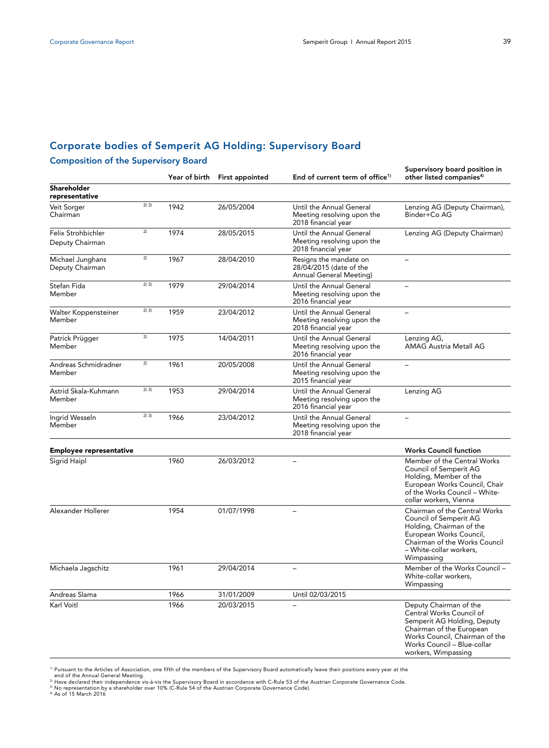## Corporate bodies of Semperit AG Holding: Supervisory Board

### Composition of the Supervisory Board

| | | Year of birth | First appointed | End of current term of office[1] | Supervisory board position in other listed companies[4] |
|---|---|---|---|---|---|
| **Shareholder representative** | | | | | |
| Veit Sorger<br>Chairman | 2) 3) | 1942 | 26/05/2004 | Until the Annual General Meeting resolving upon the 2018 financial year | Lenzing AG (Deputy Chairman), Binder+Co AG |
| Felix Strohbichler<br>Deputy Chairman | 2) | 1974 | 28/05/2015 | Until the Annual General Meeting resolving upon the 2018 financial year | Lenzing AG (Deputy Chairman) |
| Michael Junghans<br>Deputy Chairman | 2) | 1967 | 28/04/2010 | Resigns the mandate on 28/04/2015 (date of the Annual General Meeting) | – |
| Stefan Fida<br>Member | 2) 3) | 1979 | 29/04/2014 | Until the Annual General Meeting resolving upon the 2016 financial year | – |
| Walter Koppensteiner<br>Member | 2) 3) | 1959 | 23/04/2012 | Until the Annual General Meeting resolving upon the 2018 financial year | – |
| Patrick Prügger<br>Member | 2) | 1975 | 14/04/2011 | Until the Annual General Meeting resolving upon the 2016 financial year | Lenzing AG,<br>AMAG Austria Metall AG |
| Andreas Schmidradner<br>Member | 2) | 1961 | 20/05/2008 | Until the Annual General Meeting resolving upon the 2015 financial year | – |
| Astrid Skala-Kuhmann<br>Member | 2) 3) | 1953 | 29/04/2014 | Until the Annual General Meeting resolving upon the 2016 financial year | Lenzing AG |
| Ingrid Wesseln<br>Member | 2) 3) | 1966 | 23/04/2012 | Until the Annual General Meeting resolving upon the 2018 financial year | – |
| **Employee representative** | | | | | **Works Council function** |
| Sigrid Haipl | | 1960 | 26/03/2012 | – | Member of the Central Works Council of Semperit AG Holding, Member of the European Works Council, Chair of the Works Council – White-collar workers, Vienna |
| Alexander Hollerer | | 1954 | 01/07/1998 | – | Chairman of the Central Works Council of Semperit AG Holding, Chairman of the European Works Council, Chairman of the Works Council – White-collar workers, Wimpassing |
| Michaela Jagschitz | | 1961 | 29/04/2014 | – | Member of the Works Council – White-collar workers, Wimpassing |
| Andreas Slama | | 1966 | 31/01/2009 | Until 02/03/2015 | |
| Karl Voitl | | 1966 | 20/03/2015 | – | Deputy Chairman of the Central Works Council of Semperit AG Holding, Deputy Chairman of the European Works Council, Chairman of the Works Council – Blue-collar workers, Wimpassing |

[1] Pursuant to the Articles of Association, one fifth of the members of the Supervisory Board automatically leave their positions every year at the end of the Annual General Meeting.
[2] Have declared their independence vis-à-vis the Supervisory Board in accordance with C-Rule 53 of the Austrian Corporate Governance Code.
[3] No representation by a shareholder over 10% (C-Rule 54 of the Austrian Corporate Governance Code).
[4] As of 15 March 2016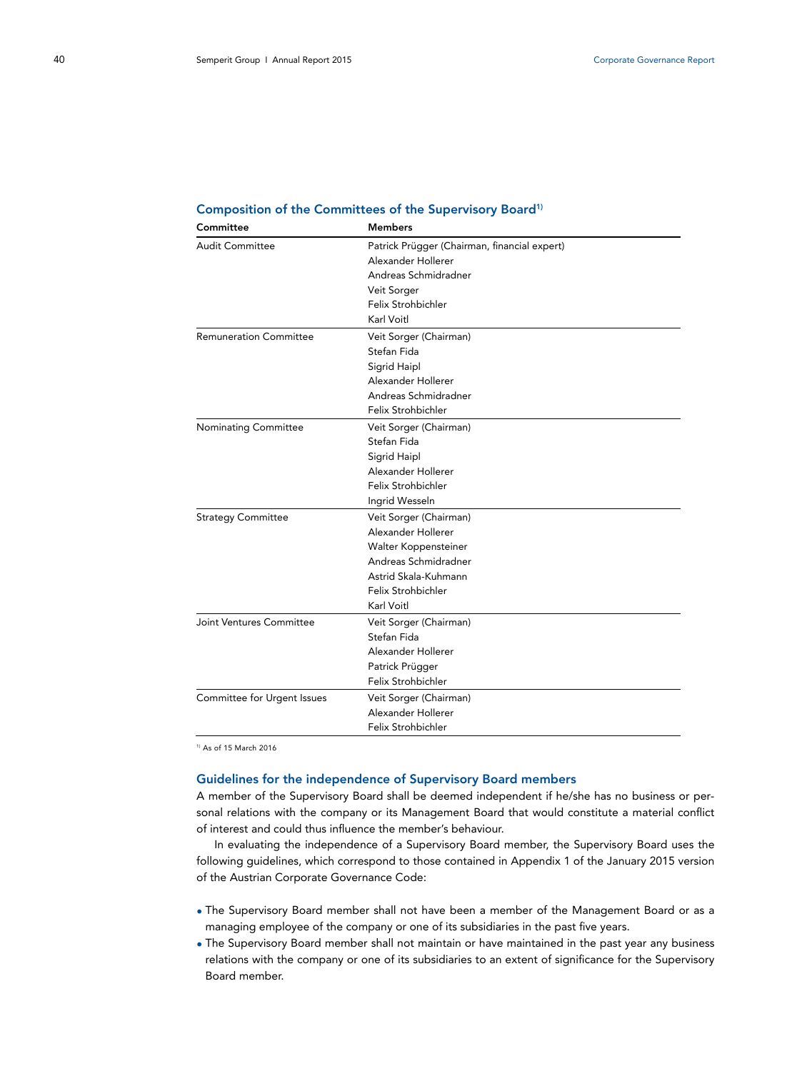## Composition of the Committees of the Supervisory Board[1)]

| Committee | Members |
| --- | --- |
| Audit Committee | Patrick Prügger (Chairman, financial expert) |
| | Alexander Hollerer |
| | Andreas Schmidradner |
| | Veit Sorger |
| | Felix Strohbichler |
| | Karl Voitl |
| Remuneration Committee | Veit Sorger (Chairman) |
| | Stefan Fida |
| | Sigrid Haipl |
| | Alexander Hollerer |
| | Andreas Schmidradner |
| | Felix Strohbichler |
| Nominating Committee | Veit Sorger (Chairman) |
| | Stefan Fida |
| | Sigrid Haipl |
| | Alexander Hollerer |
| | Felix Strohbichler |
| | Ingrid Wesseln |
| Strategy Committee | Veit Sorger (Chairman) |
| | Alexander Hollerer |
| | Walter Koppensteiner |
| | Andreas Schmidradner |
| | Astrid Skala-Kuhmann |
| | Felix Strohbichler |
| | Karl Voitl |
| Joint Ventures Committee | Veit Sorger (Chairman) |
| | Stefan Fida |
| | Alexander Hollerer |
| | Patrick Prügger |
| | Felix Strohbichler |
| Committee for Urgent Issues | Veit Sorger (Chairman) |
| | Alexander Hollerer |
| | Felix Strohbichler |

1) As of 15 March 2016

### Guidelines for the independence of Supervisory Board members

A member of the Supervisory Board shall be deemed independent if he/she has no business or personal relations with the company or its Management Board that would constitute a material conflict of interest and could thus influence the member's behaviour.

In evaluating the independence of a Supervisory Board member, the Supervisory Board uses the following guidelines, which correspond to those contained in Appendix 1 of the January 2015 version of the Austrian Corporate Governance Code:

- The Supervisory Board member shall not have been a member of the Management Board or as a managing employee of the company or one of its subsidiaries in the past five years.
- The Supervisory Board member shall not maintain or have maintained in the past year any business relations with the company or one of its subsidiaries to an extent of significance for the Supervisory Board member.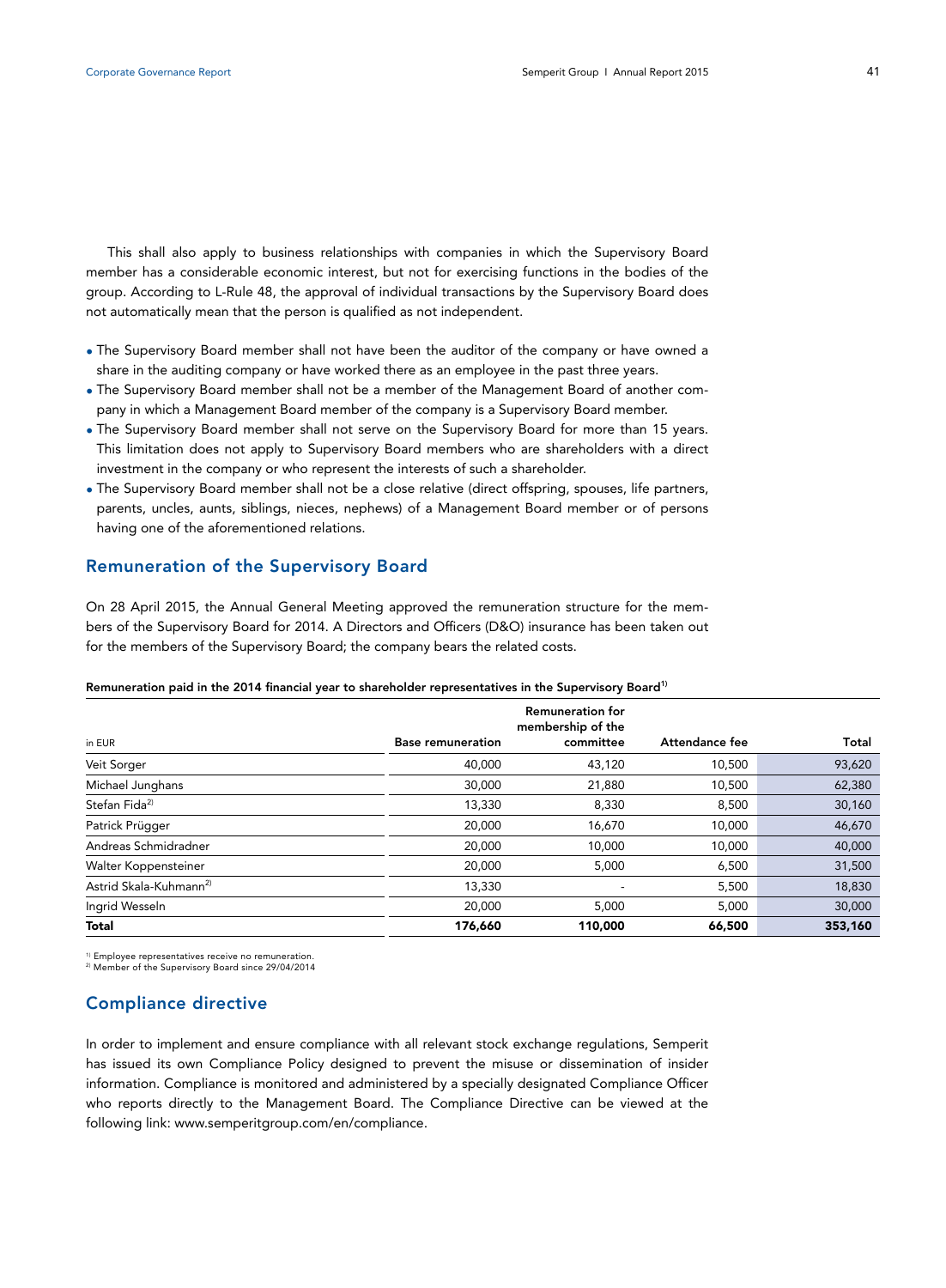This shall also apply to business relationships with companies in which the Supervisory Board member has a considerable economic interest, but not for exercising functions in the bodies of the group. According to L-Rule 48, the approval of individual transactions by the Supervisory Board does not automatically mean that the person is qualified as not independent.

- The Supervisory Board member shall not have been the auditor of the company or have owned a share in the auditing company or have worked there as an employee in the past three years.
- The Supervisory Board member shall not be a member of the Management Board of another company in which a Management Board member of the company is a Supervisory Board member.
- The Supervisory Board member shall not serve on the Supervisory Board for more than 15 years. This limitation does not apply to Supervisory Board members who are shareholders with a direct investment in the company or who represent the interests of such a shareholder.
- The Supervisory Board member shall not be a close relative (direct offspring, spouses, life partners, parents, uncles, aunts, siblings, nieces, nephews) of a Management Board member or of persons having one of the aforementioned relations.

## Remuneration of the Supervisory Board

On 28 April 2015, the Annual General Meeting approved the remuneration structure for the members of the Supervisory Board for 2014. A Directors and Officers (D&O) insurance has been taken out for the members of the Supervisory Board; the company bears the related costs.

**Remuneration paid in the 2014 financial year to shareholder representatives in the Supervisory Board[1]**

| in EUR | Base remuneration | Remuneration for membership of the committee | Attendance fee | Total |
|---|---|---|---|---|
| Veit Sorger | 40,000 | 43,120 | 10,500 | 93,620 |
| Michael Junghans | 30,000 | 21,880 | 10,500 | 62,380 |
| Stefan Fida[2] | 13,330 | 8,330 | 8,500 | 30,160 |
| Patrick Prügger | 20,000 | 16,670 | 10,000 | 46,670 |
| Andreas Schmidradner | 20,000 | 10,000 | 10,000 | 40,000 |
| Walter Koppensteiner | 20,000 | 5,000 | 6,500 | 31,500 |
| Astrid Skala-Kuhmann[2] | 13,330 | - | 5,500 | 18,830 |
| Ingrid Wesseln | 20,000 | 5,000 | 5,000 | 30,000 |
| **Total** | **176,660** | **110,000** | **66,500** | **353,160** |

[1] Employee representatives receive no remuneration.
[2] Member of the Supervisory Board since 29/04/2014

## Compliance directive

In order to implement and ensure compliance with all relevant stock exchange regulations, Semperit has issued its own Compliance Policy designed to prevent the misuse or dissemination of insider information. Compliance is monitored and administered by a specially designated Compliance Officer who reports directly to the Management Board. The Compliance Directive can be viewed at the following link: www.semperitgroup.com/en/compliance.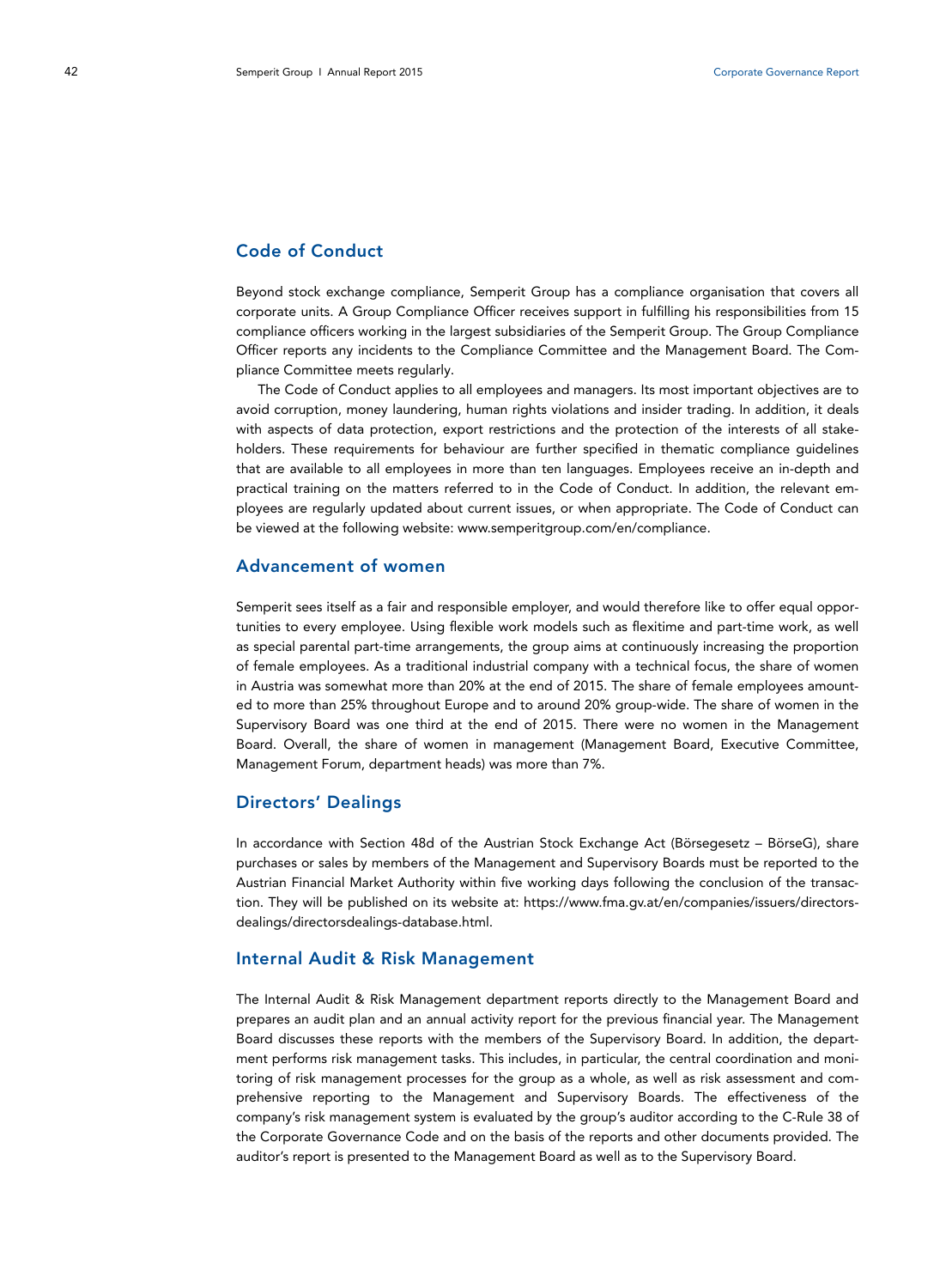## Code of Conduct

Beyond stock exchange compliance, Semperit Group has a compliance organisation that covers all corporate units. A Group Compliance Officer receives support in fulfilling his responsibilities from 15 compliance officers working in the largest subsidiaries of the Semperit Group. The Group Compliance Officer reports any incidents to the Compliance Committee and the Management Board. The Compliance Committee meets regularly.

The Code of Conduct applies to all employees and managers. Its most important objectives are to avoid corruption, money laundering, human rights violations and insider trading. In addition, it deals with aspects of data protection, export restrictions and the protection of the interests of all stakeholders. These requirements for behaviour are further specified in thematic compliance guidelines that are available to all employees in more than ten languages. Employees receive an in-depth and practical training on the matters referred to in the Code of Conduct. In addition, the relevant employees are regularly updated about current issues, or when appropriate. The Code of Conduct can be viewed at the following website: www.semperitgroup.com/en/compliance.

## Advancement of women

Semperit sees itself as a fair and responsible employer, and would therefore like to offer equal opportunities to every employee. Using flexible work models such as flexitime and part-time work, as well as special parental part-time arrangements, the group aims at continuously increasing the proportion of female employees. As a traditional industrial company with a technical focus, the share of women in Austria was somewhat more than 20% at the end of 2015. The share of female employees amounted to more than 25% throughout Europe and to around 20% group-wide. The share of women in the Supervisory Board was one third at the end of 2015. There were no women in the Management Board. Overall, the share of women in management (Management Board, Executive Committee, Management Forum, department heads) was more than 7%.

## Directors' Dealings

In accordance with Section 48d of the Austrian Stock Exchange Act (Börsegesetz – BörseG), share purchases or sales by members of the Management and Supervisory Boards must be reported to the Austrian Financial Market Authority within five working days following the conclusion of the transaction. They will be published on its website at: https://www.fma.gv.at/en/companies/issuers/directors-dealings/directorsdealings-database.html.

## Internal Audit & Risk Management

The Internal Audit & Risk Management department reports directly to the Management Board and prepares an audit plan and an annual activity report for the previous financial year. The Management Board discusses these reports with the members of the Supervisory Board. In addition, the department performs risk management tasks. This includes, in particular, the central coordination and monitoring of risk management processes for the group as a whole, as well as risk assessment and comprehensive reporting to the Management and Supervisory Boards. The effectiveness of the company's risk management system is evaluated by the group's auditor according to the C-Rule 38 of the Corporate Governance Code and on the basis of the reports and other documents provided. The auditor's report is presented to the Management Board as well as to the Supervisory Board.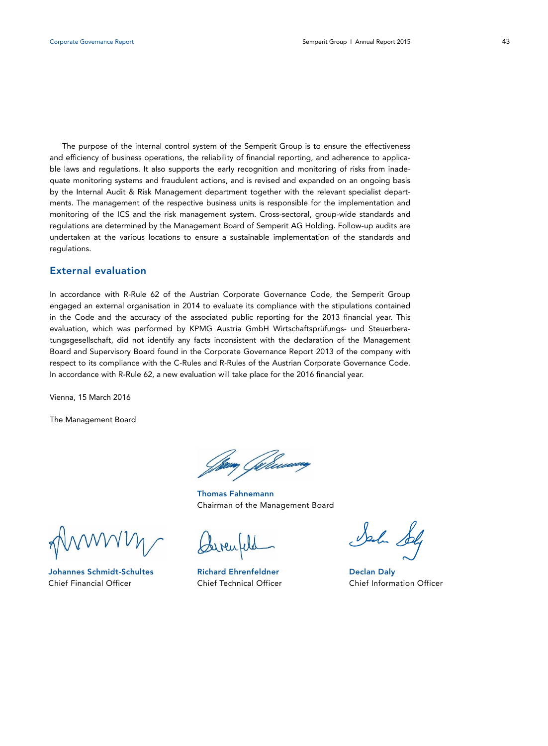The purpose of the internal control system of the Semperit Group is to ensure the effectiveness and efficiency of business operations, the reliability of financial reporting, and adherence to applicable laws and regulations. It also supports the early recognition and monitoring of risks from inadequate monitoring systems and fraudulent actions, and is revised and expanded on an ongoing basis by the Internal Audit & Risk Management department together with the relevant specialist departments. The management of the respective business units is responsible for the implementation and monitoring of the ICS and the risk management system. Cross-sectoral, group-wide standards and regulations are determined by the Management Board of Semperit AG Holding. Follow-up audits are undertaken at the various locations to ensure a sustainable implementation of the standards and regulations.

## External evaluation

In accordance with R-Rule 62 of the Austrian Corporate Governance Code, the Semperit Group engaged an external organisation in 2014 to evaluate its compliance with the stipulations contained in the Code and the accuracy of the associated public reporting for the 2013 financial year. This evaluation, which was performed by KPMG Austria GmbH Wirtschaftsprüfungs- und Steuerberatungsgesellschaft, did not identify any facts inconsistent with the declaration of the Management Board and Supervisory Board found in the Corporate Governance Report 2013 of the company with respect to its compliance with the C-Rules and R-Rules of the Austrian Corporate Governance Code. In accordance with R-Rule 62, a new evaluation will take place for the 2016 financial year.

Vienna, 15 March 2016

The Management Board

**Thomas Fahnemann**
Chairman of the Management Board

**Johannes Schmidt-Schultes**
Chief Financial Officer

**Richard Ehrenfeldner**
Chief Technical Officer

**Declan Daly**
Chief Information Officer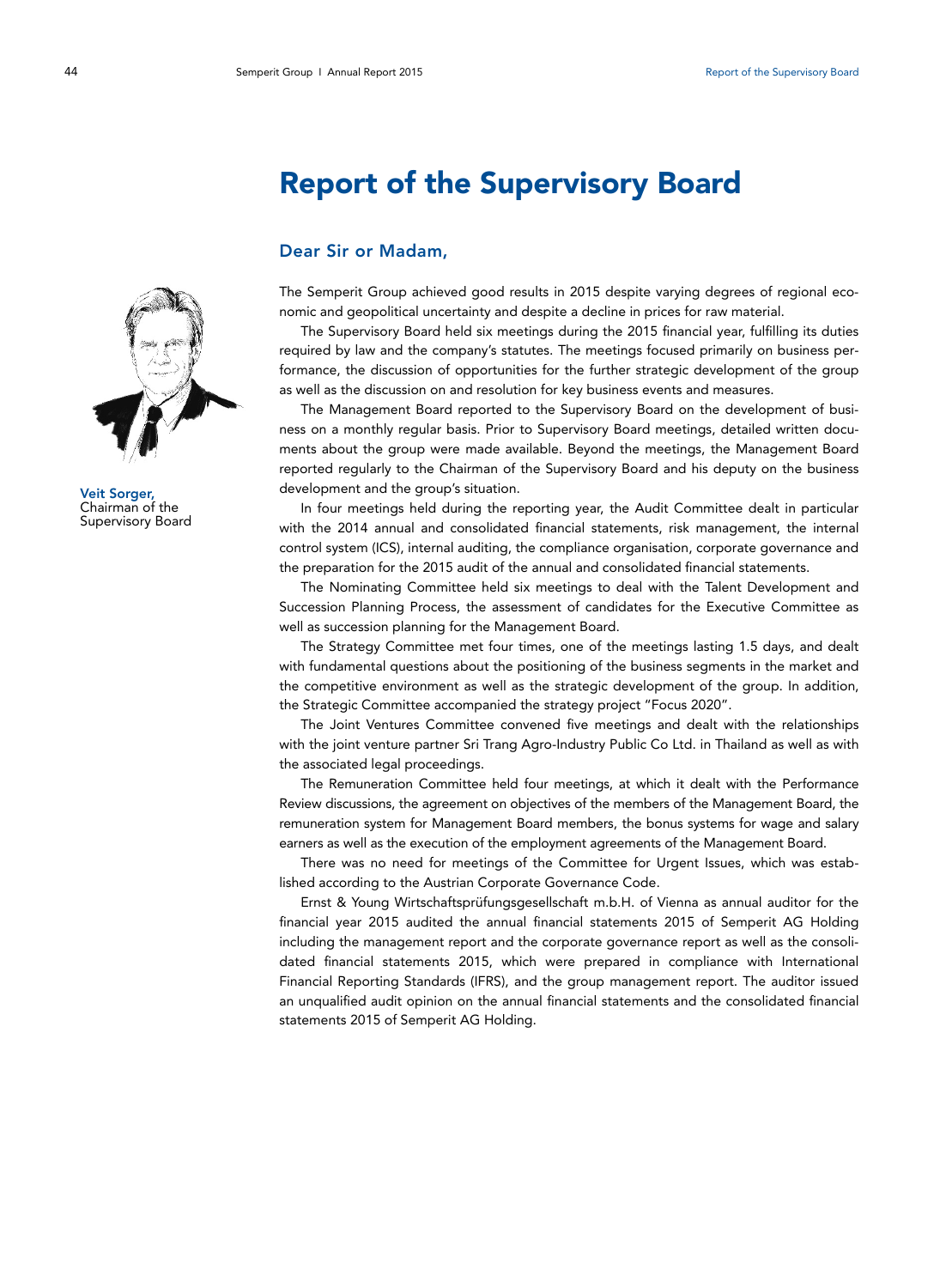# Report of the Supervisory Board

**Veit Sorger,**
Chairman of the Supervisory Board

## Dear Sir or Madam,

The Semperit Group achieved good results in 2015 despite varying degrees of regional economic and geopolitical uncertainty and despite a decline in prices for raw material.

The Supervisory Board held six meetings during the 2015 financial year, fulfilling its duties required by law and the company's statutes. The meetings focused primarily on business performance, the discussion of opportunities for the further strategic development of the group as well as the discussion on and resolution for key business events and measures.

The Management Board reported to the Supervisory Board on the development of business on a monthly regular basis. Prior to Supervisory Board meetings, detailed written documents about the group were made available. Beyond the meetings, the Management Board reported regularly to the Chairman of the Supervisory Board and his deputy on the business development and the group's situation.

In four meetings held during the reporting year, the Audit Committee dealt in particular with the 2014 annual and consolidated financial statements, risk management, the internal control system (ICS), internal auditing, the compliance organisation, corporate governance and the preparation for the 2015 audit of the annual and consolidated financial statements.

The Nominating Committee held six meetings to deal with the Talent Development and Succession Planning Process, the assessment of candidates for the Executive Committee as well as succession planning for the Management Board.

The Strategy Committee met four times, one of the meetings lasting 1.5 days, and dealt with fundamental questions about the positioning of the business segments in the market and the competitive environment as well as the strategic development of the group. In addition, the Strategic Committee accompanied the strategy project "Focus 2020".

The Joint Ventures Committee convened five meetings and dealt with the relationships with the joint venture partner Sri Trang Agro-Industry Public Co Ltd. in Thailand as well as with the associated legal proceedings.

The Remuneration Committee held four meetings, at which it dealt with the Performance Review discussions, the agreement on objectives of the members of the Management Board, the remuneration system for Management Board members, the bonus systems for wage and salary earners as well as the execution of the employment agreements of the Management Board.

There was no need for meetings of the Committee for Urgent Issues, which was established according to the Austrian Corporate Governance Code.

Ernst & Young Wirtschaftsprüfungsgesellschaft m.b.H. of Vienna as annual auditor for the financial year 2015 audited the annual financial statements 2015 of Semperit AG Holding including the management report and the corporate governance report as well as the consolidated financial statements 2015, which were prepared in compliance with International Financial Reporting Standards (IFRS), and the group management report. The auditor issued an unqualified audit opinion on the annual financial statements and the consolidated financial statements 2015 of Semperit AG Holding.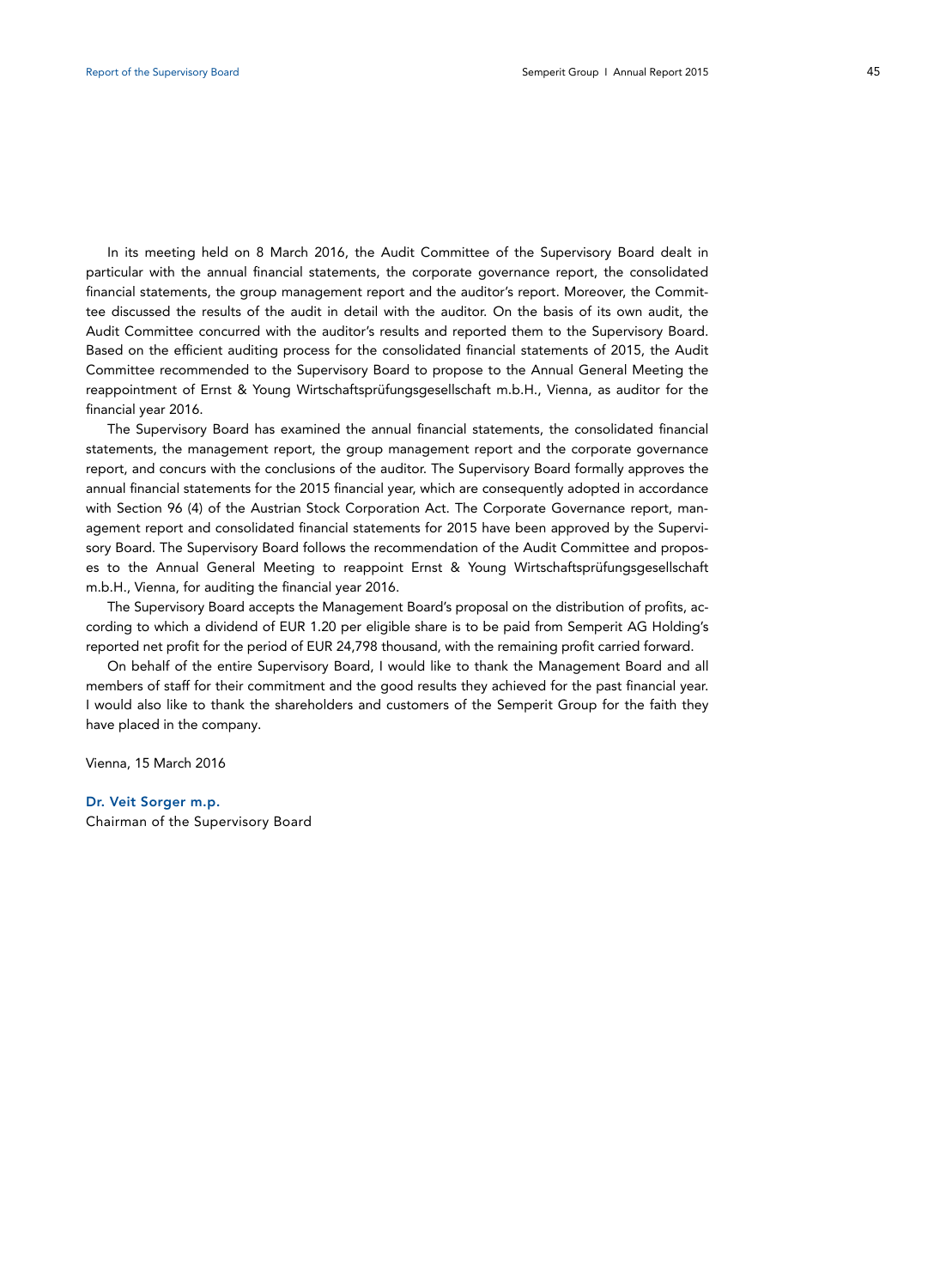In its meeting held on 8 March 2016, the Audit Committee of the Supervisory Board dealt in particular with the annual financial statements, the corporate governance report, the consolidated financial statements, the group management report and the auditor's report. Moreover, the Committee discussed the results of the audit in detail with the auditor. On the basis of its own audit, the Audit Committee concurred with the auditor's results and reported them to the Supervisory Board. Based on the efficient auditing process for the consolidated financial statements of 2015, the Audit Committee recommended to the Supervisory Board to propose to the Annual General Meeting the reappointment of Ernst & Young Wirtschaftsprüfungsgesellschaft m.b.H., Vienna, as auditor for the financial year 2016.

The Supervisory Board has examined the annual financial statements, the consolidated financial statements, the management report, the group management report and the corporate governance report, and concurs with the conclusions of the auditor. The Supervisory Board formally approves the annual financial statements for the 2015 financial year, which are consequently adopted in accordance with Section 96 (4) of the Austrian Stock Corporation Act. The Corporate Governance report, management report and consolidated financial statements for 2015 have been approved by the Supervisory Board. The Supervisory Board follows the recommendation of the Audit Committee and proposes to the Annual General Meeting to reappoint Ernst & Young Wirtschaftsprüfungsgesellschaft m.b.H., Vienna, for auditing the financial year 2016.

The Supervisory Board accepts the Management Board's proposal on the distribution of profits, according to which a dividend of EUR 1.20 per eligible share is to be paid from Semperit AG Holding's reported net profit for the period of EUR 24,798 thousand, with the remaining profit carried forward.

On behalf of the entire Supervisory Board, I would like to thank the Management Board and all members of staff for their commitment and the good results they achieved for the past financial year. I would also like to thank the shareholders and customers of the Semperit Group for the faith they have placed in the company.

Vienna, 15 March 2016

**Dr. Veit Sorger m.p.**
Chairman of the Supervisory Board